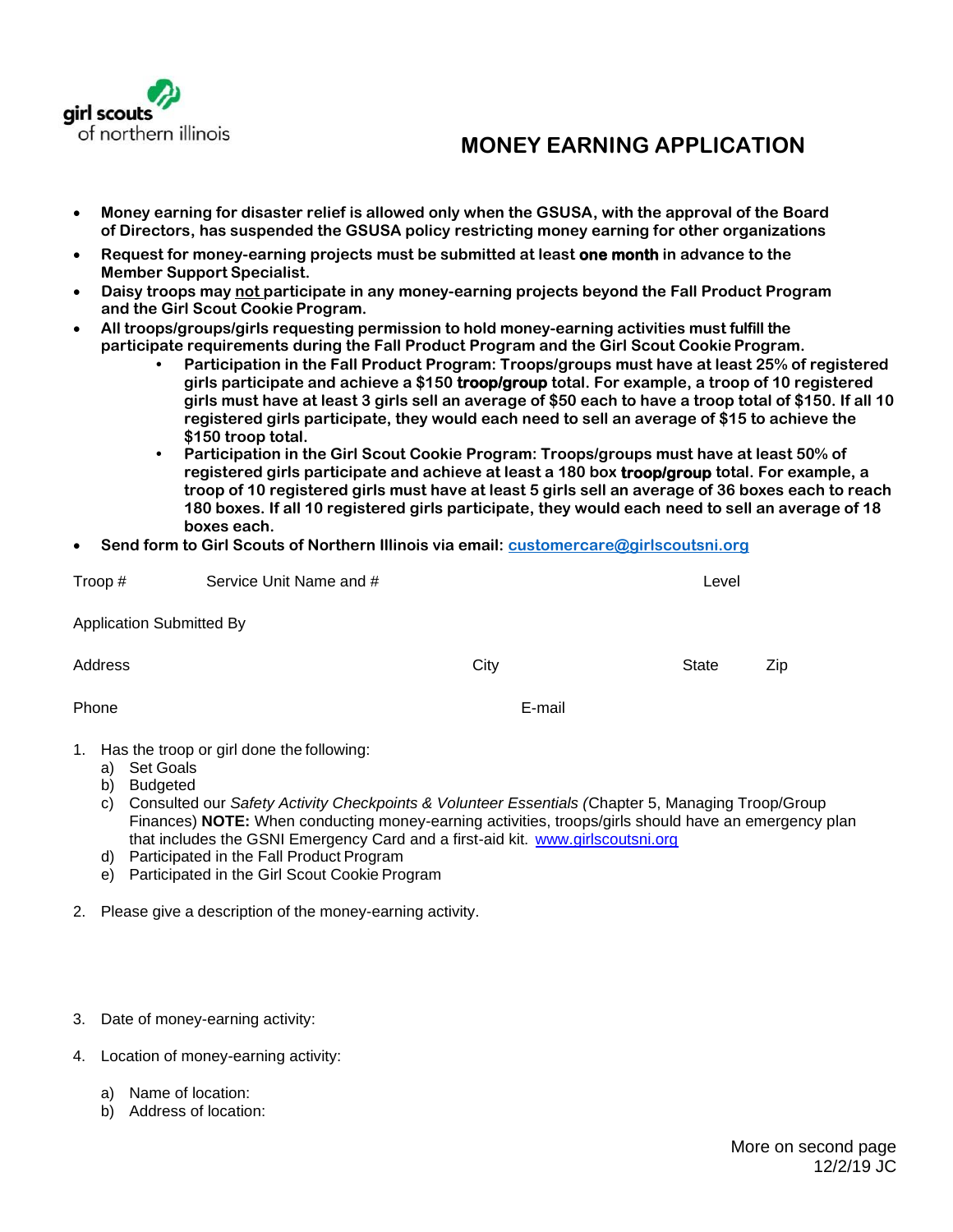girl scouts of northern illinois

# MONEY EARNING APPLICATION

- **Money earning for disaster relief is allowed only when the GSUSA, with the approval of the Board of Directors, has suspended the GSUSA policy restricting money earning for other organizations**
- **Request for money-earning projects must be submitted at least one month in advance to the Member Support Specialist.**
- **Daisy troops may not participate in any money-earning projects beyond the Fall Product Program and the Girl Scout Cookie Program.**
- **All troops/groups/girls requesting permission to hold money-earning activities must fulfill the participate requirements during the Fall Product Program and the Girl Scout Cookie Program.**
  - **Participation in the Fall Product Program: Troops/groups must have at least 25% of registered girls participate and achieve a $150 troop/group total. For example, a troop of 10 registered girls must have at least 3 girls sell an average of $50 each to have a troop total of $150. If all 10 registered girls participate, they would each need to sell an average of $15 to achieve the $150 troop total.**
  - **Participation in the Girl Scout Cookie Program: Troops/groups must have at least 50% of registered girls participate and achieve at least a 180 box troop/group total. For example, a troop of 10 registered girls must have at least 5 girls sell an average of 36 boxes each to reach 180 boxes. If all 10 registered girls participate, they would each need to sell an average of 18 boxes each.**
- **Send form to Girl Scouts of Northern Illinois via email: customercare@girlscoutsni.org**

Troop # Service Unit Name and # Level

Application Submitted By

Address City State Zip

Phone E-mail

1. Has the troop or girl done the following:
   a) Set Goals
   b) Budgeted
   c) Consulted our *Safety Activity Checkpoints & Volunteer Essentials (*Chapter 5, Managing Troop/Group Finances) **NOTE:** When conducting money-earning activities, troops/girls should have an emergency plan that includes the GSNI Emergency Card and a first-aid kit. www.girlscoutsni.org
   d) Participated in the Fall Product Program
   e) Participated in the Girl Scout Cookie Program

2. Please give a description of the money-earning activity.

3. Date of money-earning activity:

4. Location of money-earning activity:

   a) Name of location:
   b) Address of location:

More on second page

12/2/19 JC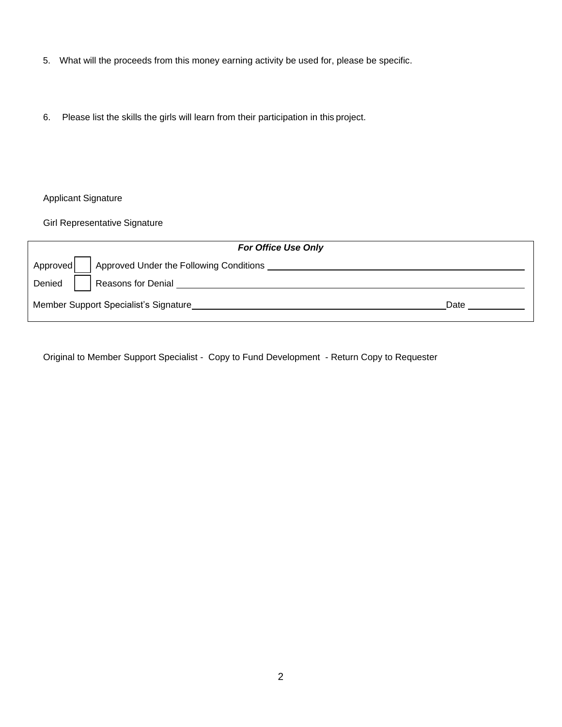5. What will the proceeds from this money earning activity be used for, please be specific.

6. Please list the skills the girls will learn from their participation in this project.

Applicant Signature

Girl Representative Signature

| ***For Office Use Only*** | | |
| --- | --- | --- |
| Approved ☐ | Approved Under the Following Conditions ____________________ | |
| Denied ☐ | Reasons for Denial ____________________ | |
| Member Support Specialist's Signature ____________________ | | Date __________ |

Original to Member Support Specialist - Copy to Fund Development - Return Copy to Requester